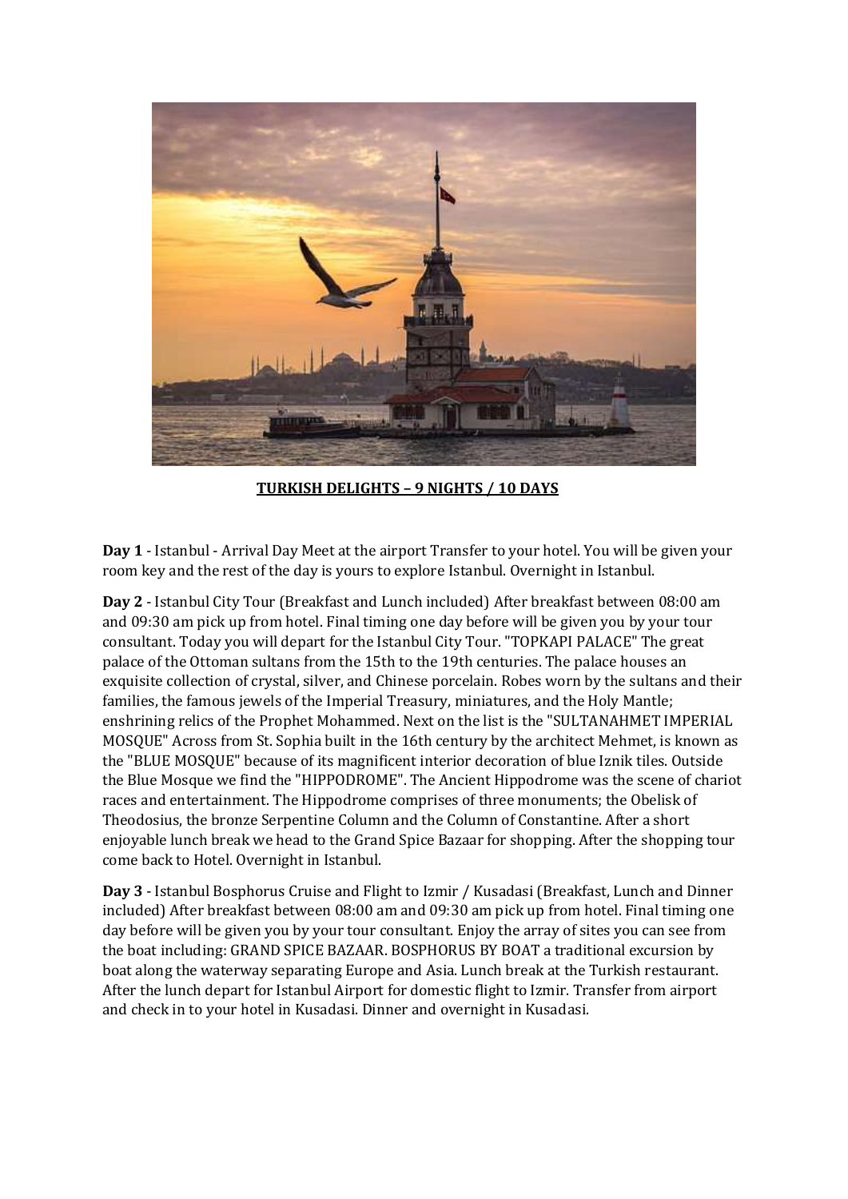**TURKISH DELIGHTS – 9 NIGHTS / 10 DAYS**

**Day 1** - Istanbul - Arrival Day Meet at the airport Transfer to your hotel. You will be given your room key and the rest of the day is yours to explore Istanbul. Overnight in Istanbul.

**Day 2** - Istanbul City Tour (Breakfast and Lunch included) After breakfast between 08:00 am and 09:30 am pick up from hotel. Final timing one day before will be given you by your tour consultant. Today you will depart for the Istanbul City Tour. "TOPKAPI PALACE" The great palace of the Ottoman sultans from the 15th to the 19th centuries. The palace houses an exquisite collection of crystal, silver, and Chinese porcelain. Robes worn by the sultans and their families, the famous jewels of the Imperial Treasury, miniatures, and the Holy Mantle; enshrining relics of the Prophet Mohammed. Next on the list is the "SULTANAHMET IMPERIAL MOSQUE" Across from St. Sophia built in the 16th century by the architect Mehmet, is known as the "BLUE MOSQUE" because of its magnificent interior decoration of blue Iznik tiles. Outside the Blue Mosque we find the "HIPPODROME". The Ancient Hippodrome was the scene of chariot races and entertainment. The Hippodrome comprises of three monuments; the Obelisk of Theodosius, the bronze Serpentine Column and the Column of Constantine. After a short enjoyable lunch break we head to the Grand Spice Bazaar for shopping. After the shopping tour come back to Hotel. Overnight in Istanbul.

**Day 3** - Istanbul Bosphorus Cruise and Flight to Izmir / Kusadasi (Breakfast, Lunch and Dinner included) After breakfast between 08:00 am and 09:30 am pick up from hotel. Final timing one day before will be given you by your tour consultant. Enjoy the array of sites you can see from the boat including: GRAND SPICE BAZAAR. BOSPHORUS BY BOAT a traditional excursion by boat along the waterway separating Europe and Asia. Lunch break at the Turkish restaurant. After the lunch depart for Istanbul Airport for domestic flight to Izmir. Transfer from airport and check in to your hotel in Kusadasi. Dinner and overnight in Kusadasi.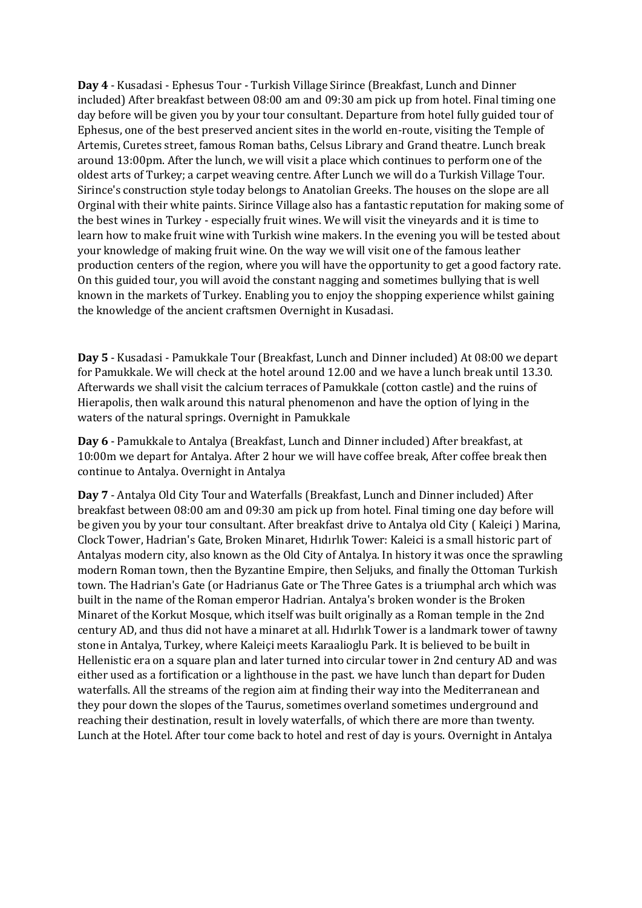**Day 4** - Kusadasi - Ephesus Tour - Turkish Village Sirince (Breakfast, Lunch and Dinner included) After breakfast between 08:00 am and 09:30 am pick up from hotel. Final timing one day before will be given you by your tour consultant. Departure from hotel fully guided tour of Ephesus, one of the best preserved ancient sites in the world en-route, visiting the Temple of Artemis, Curetes street, famous Roman baths, Celsus Library and Grand theatre. Lunch break around 13:00pm. After the lunch, we will visit a place which continues to perform one of the oldest arts of Turkey; a carpet weaving centre. After Lunch we will do a Turkish Village Tour. Sirince's construction style today belongs to Anatolian Greeks. The houses on the slope are all Orginal with their white paints. Sirince Village also has a fantastic reputation for making some of the best wines in Turkey - especially fruit wines. We will visit the vineyards and it is time to learn how to make fruit wine with Turkish wine makers. In the evening you will be tested about your knowledge of making fruit wine. On the way we will visit one of the famous leather production centers of the region, where you will have the opportunity to get a good factory rate. On this guided tour, you will avoid the constant nagging and sometimes bullying that is well known in the markets of Turkey. Enabling you to enjoy the shopping experience whilst gaining the knowledge of the ancient craftsmen Overnight in Kusadasi.

**Day 5** - Kusadasi - Pamukkale Tour (Breakfast, Lunch and Dinner included) At 08:00 we depart for Pamukkale. We will check at the hotel around 12.00 and we have a lunch break until 13.30. Afterwards we shall visit the calcium terraces of Pamukkale (cotton castle) and the ruins of Hierapolis, then walk around this natural phenomenon and have the option of lying in the waters of the natural springs. Overnight in Pamukkale

**Day 6** - Pamukkale to Antalya (Breakfast, Lunch and Dinner included) After breakfast, at 10:00m we depart for Antalya. After 2 hour we will have coffee break, After coffee break then continue to Antalya. Overnight in Antalya

**Day 7** - Antalya Old City Tour and Waterfalls (Breakfast, Lunch and Dinner included) After breakfast between 08:00 am and 09:30 am pick up from hotel. Final timing one day before will be given you by your tour consultant. After breakfast drive to Antalya old City ( Kaleiçi ) Marina, Clock Tower, Hadrian's Gate, Broken Minaret, Hıdırlık Tower: Kaleici is a small historic part of Antalyas modern city, also known as the Old City of Antalya. In history it was once the sprawling modern Roman town, then the Byzantine Empire, then Seljuks, and finally the Ottoman Turkish town. The Hadrian's Gate (or Hadrianus Gate or The Three Gates is a triumphal arch which was built in the name of the Roman emperor Hadrian. Antalya's broken wonder is the Broken Minaret of the Korkut Mosque, which itself was built originally as a Roman temple in the 2nd century AD, and thus did not have a minaret at all. Hıdırlık Tower is a landmark tower of tawny stone in Antalya, Turkey, where Kaleiçi meets Karaalioglu Park. It is believed to be built in Hellenistic era on a square plan and later turned into circular tower in 2nd century AD and was either used as a fortification or a lighthouse in the past. we have lunch than depart for Duden waterfalls. All the streams of the region aim at finding their way into the Mediterranean and they pour down the slopes of the Taurus, sometimes overland sometimes underground and reaching their destination, result in lovely waterfalls, of which there are more than twenty. Lunch at the Hotel. After tour come back to hotel and rest of day is yours. Overnight in Antalya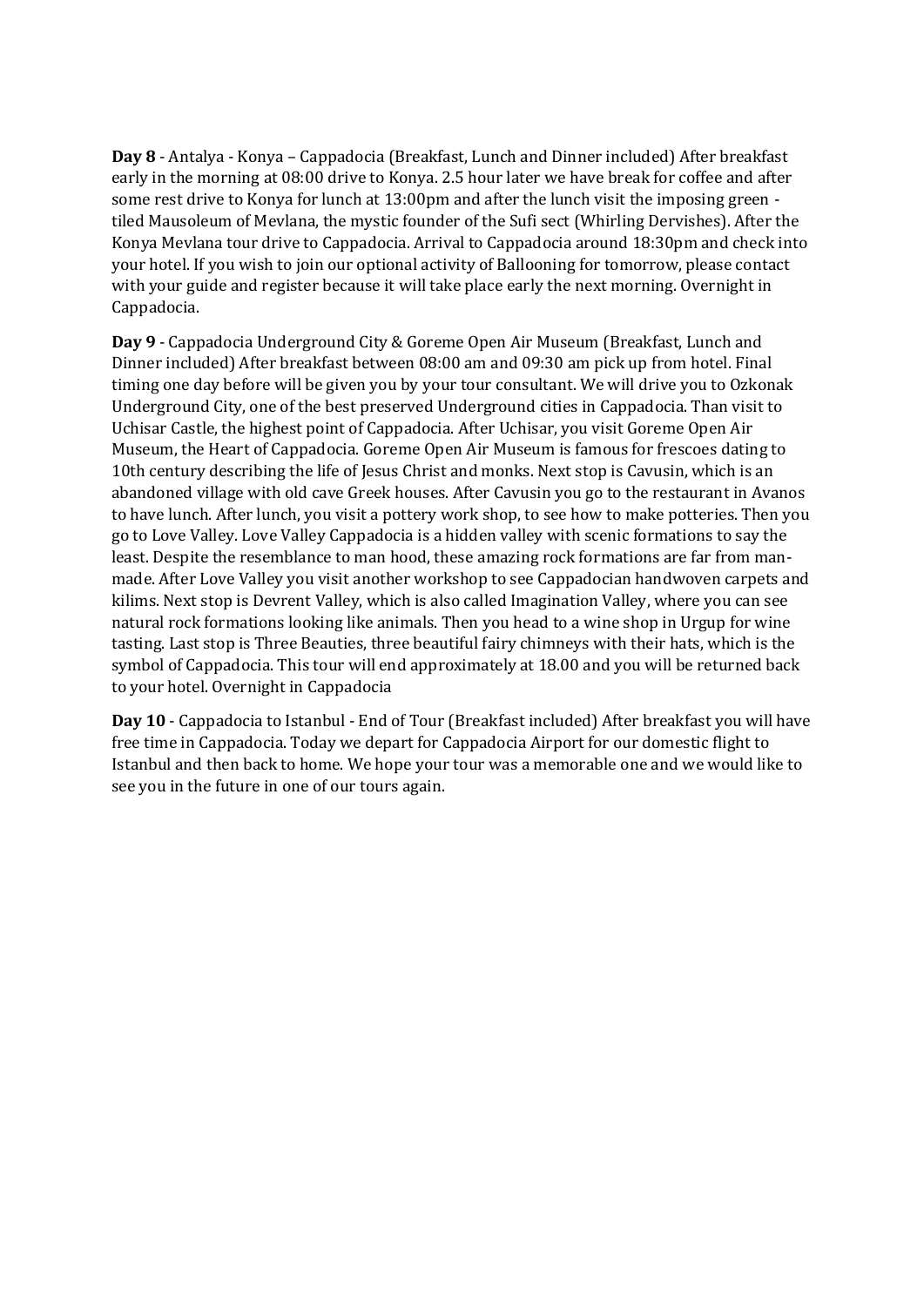**Day 8** - Antalya - Konya – Cappadocia (Breakfast, Lunch and Dinner included) After breakfast early in the morning at 08:00 drive to Konya. 2.5 hour later we have break for coffee and after some rest drive to Konya for lunch at 13:00pm and after the lunch visit the imposing green - tiled Mausoleum of Mevlana, the mystic founder of the Sufi sect (Whirling Dervishes). After the Konya Mevlana tour drive to Cappadocia. Arrival to Cappadocia around 18:30pm and check into your hotel. If you wish to join our optional activity of Ballooning for tomorrow, please contact with your guide and register because it will take place early the next morning. Overnight in Cappadocia.

**Day 9** - Cappadocia Underground City & Goreme Open Air Museum (Breakfast, Lunch and Dinner included) After breakfast between 08:00 am and 09:30 am pick up from hotel. Final timing one day before will be given you by your tour consultant. We will drive you to Ozkonak Underground City, one of the best preserved Underground cities in Cappadocia. Than visit to Uchisar Castle, the highest point of Cappadocia. After Uchisar, you visit Goreme Open Air Museum, the Heart of Cappadocia. Goreme Open Air Museum is famous for frescoes dating to 10th century describing the life of Jesus Christ and monks. Next stop is Cavusin, which is an abandoned village with old cave Greek houses. After Cavusin you go to the restaurant in Avanos to have lunch. After lunch, you visit a pottery work shop, to see how to make potteries. Then you go to Love Valley. Love Valley Cappadocia is a hidden valley with scenic formations to say the least. Despite the resemblance to man hood, these amazing rock formations are far from man-made. After Love Valley you visit another workshop to see Cappadocian handwoven carpets and kilims. Next stop is Devrent Valley, which is also called Imagination Valley, where you can see natural rock formations looking like animals. Then you head to a wine shop in Urgup for wine tasting. Last stop is Three Beauties, three beautiful fairy chimneys with their hats, which is the symbol of Cappadocia. This tour will end approximately at 18.00 and you will be returned back to your hotel. Overnight in Cappadocia

**Day 10** - Cappadocia to Istanbul - End of Tour (Breakfast included) After breakfast you will have free time in Cappadocia. Today we depart for Cappadocia Airport for our domestic flight to Istanbul and then back to home. We hope your tour was a memorable one and we would like to see you in the future in one of our tours again.